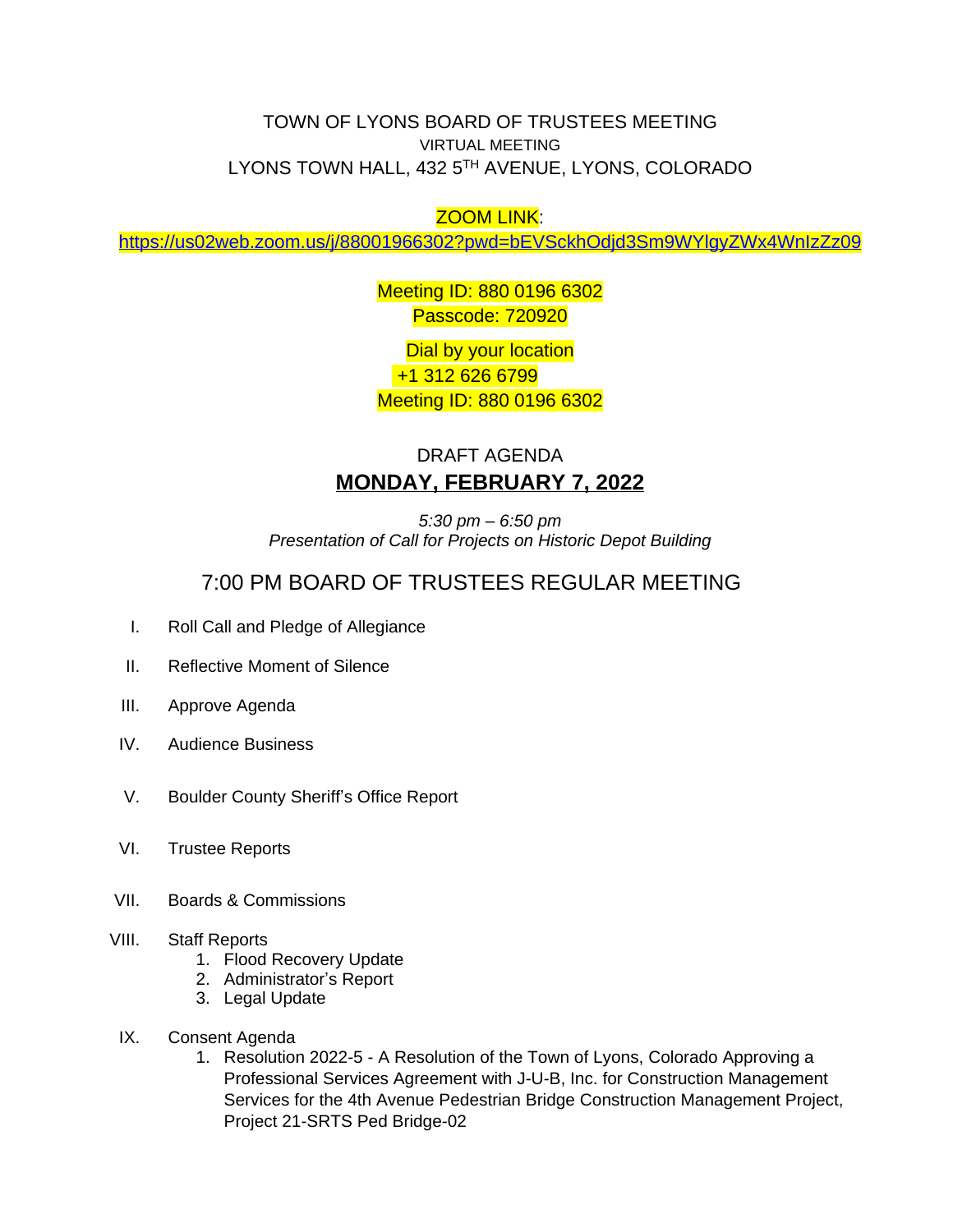TOWN OF LYONS BOARD OF TRUSTEES MEETING
VIRTUAL MEETING
LYONS TOWN HALL, 432 5TH AVENUE, LYONS, COLORADO

ZOOM LINK:
https://us02web.zoom.us/j/88001966302?pwd=bEVSckhOdjd3Sm9WYlgyZWx4WnIzZz09

Meeting ID: 880 0196 6302
Passcode: 720920

Dial by your location
+1 312 626 6799
Meeting ID: 880 0196 6302

DRAFT AGENDA

**MONDAY, FEBRUARY 7, 2022**

*5:30 pm – 6:50 pm*
*Presentation of Call for Projects on Historic Depot Building*

## 7:00 PM BOARD OF TRUSTEES REGULAR MEETING

I. Roll Call and Pledge of Allegiance

II. Reflective Moment of Silence

III. Approve Agenda

IV. Audience Business

V. Boulder County Sheriff's Office Report

VI. Trustee Reports

VII. Boards & Commissions

VIII. Staff Reports
   1. Flood Recovery Update
   2. Administrator's Report
   3. Legal Update

IX. Consent Agenda
   1. Resolution 2022-5 - A Resolution of the Town of Lyons, Colorado Approving a Professional Services Agreement with J-U-B, Inc. for Construction Management Services for the 4th Avenue Pedestrian Bridge Construction Management Project, Project 21-SRTS Ped Bridge-02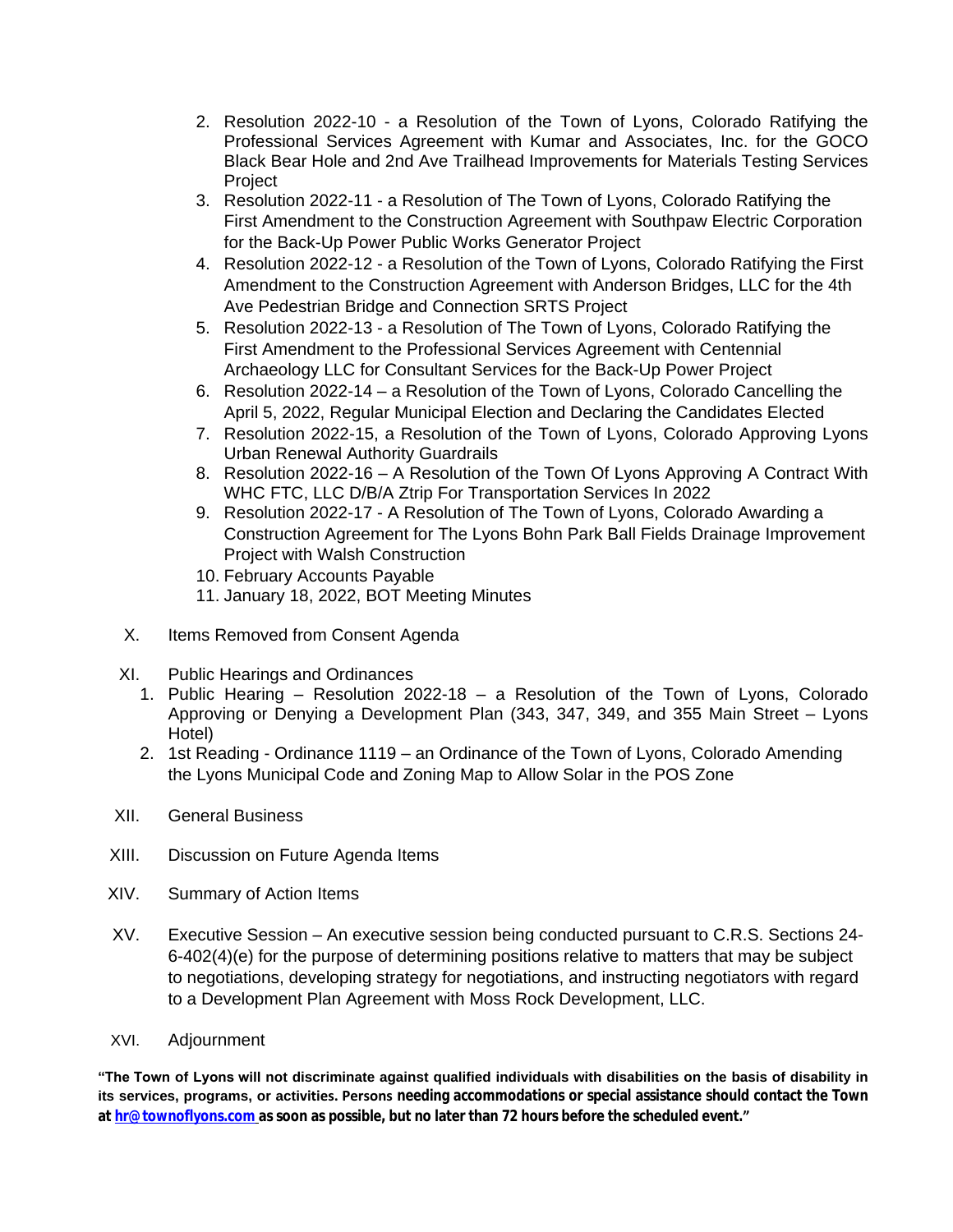2. Resolution 2022-10 - a Resolution of the Town of Lyons, Colorado Ratifying the Professional Services Agreement with Kumar and Associates, Inc. for the GOCO Black Bear Hole and 2nd Ave Trailhead Improvements for Materials Testing Services Project
3. Resolution 2022-11 - a Resolution of The Town of Lyons, Colorado Ratifying the First Amendment to the Construction Agreement with Southpaw Electric Corporation for the Back-Up Power Public Works Generator Project
4. Resolution 2022-12 - a Resolution of the Town of Lyons, Colorado Ratifying the First Amendment to the Construction Agreement with Anderson Bridges, LLC for the 4th Ave Pedestrian Bridge and Connection SRTS Project
5. Resolution 2022-13 - a Resolution of The Town of Lyons, Colorado Ratifying the First Amendment to the Professional Services Agreement with Centennial Archaeology LLC for Consultant Services for the Back-Up Power Project
6. Resolution 2022-14 – a Resolution of the Town of Lyons, Colorado Cancelling the April 5, 2022, Regular Municipal Election and Declaring the Candidates Elected
7. Resolution 2022-15, a Resolution of the Town of Lyons, Colorado Approving Lyons Urban Renewal Authority Guardrails
8. Resolution 2022-16 – A Resolution of the Town Of Lyons Approving A Contract With WHC FTC, LLC D/B/A Ztrip For Transportation Services In 2022
9. Resolution 2022-17 - A Resolution of The Town of Lyons, Colorado Awarding a Construction Agreement for The Lyons Bohn Park Ball Fields Drainage Improvement Project with Walsh Construction
10. February Accounts Payable
11. January 18, 2022, BOT Meeting Minutes

X. Items Removed from Consent Agenda

XI. Public Hearings and Ordinances
   1. Public Hearing – Resolution 2022-18 – a Resolution of the Town of Lyons, Colorado Approving or Denying a Development Plan (343, 347, 349, and 355 Main Street – Lyons Hotel)
   2. 1st Reading - Ordinance 1119 – an Ordinance of the Town of Lyons, Colorado Amending the Lyons Municipal Code and Zoning Map to Allow Solar in the POS Zone

XII. General Business

XIII. Discussion on Future Agenda Items

XIV. Summary of Action Items

XV. Executive Session – An executive session being conducted pursuant to C.R.S. Sections 24-6-402(4)(e) for the purpose of determining positions relative to matters that may be subject to negotiations, developing strategy for negotiations, and instructing negotiators with regard to a Development Plan Agreement with Moss Rock Development, LLC.

XVI. Adjournment

**"The Town of Lyons will not discriminate against qualified individuals with disabilities on the basis of disability in its services, programs, or activities. Persons needing accommodations or special assistance should contact the Town at hr@townoflyons.com as soon as possible, but no later than 72 hours before the scheduled event."**